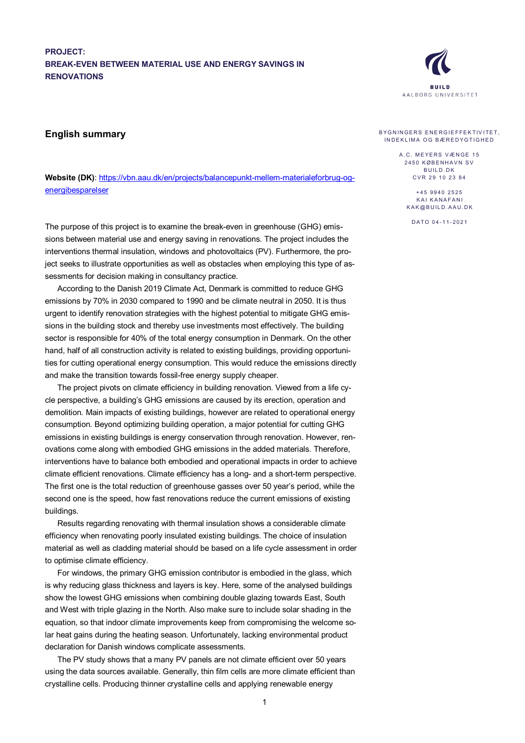**PROJECT:**
**BREAK-EVEN BETWEEN MATERIAL USE AND ENERGY SAVINGS IN RENOVATIONS**

BUILD
AALBORG UNIVERSITET

BYGNINGERS ENERGIEFFEKTIVITET, INDEKLIMA OG BÆREDYGTIGHED

A.C. MEYERS VÆNGE 15
2450 KØBENHAVN SV
BUILD.DK
CVR 29 10 23 84

+45 9940 2525
KAI KANAFANI
KAK@BUILD.AAU.DK

DATO 04-11-2021

## English summary

**Website (DK)**: https://vbn.aau.dk/en/projects/balancepunkt-mellem-materialeforbrug-og-energibesparelser

The purpose of this project is to examine the break-even in greenhouse (GHG) emissions between material use and energy saving in renovations. The project includes the interventions thermal insulation, windows and photovoltaics (PV). Furthermore, the project seeks to illustrate opportunities as well as obstacles when employing this type of assessments for decision making in consultancy practice.

According to the Danish 2019 Climate Act, Denmark is committed to reduce GHG emissions by 70% in 2030 compared to 1990 and be climate neutral in 2050. It is thus urgent to identify renovation strategies with the highest potential to mitigate GHG emissions in the building stock and thereby use investments most effectively. The building sector is responsible for 40% of the total energy consumption in Denmark. On the other hand, half of all construction activity is related to existing buildings, providing opportunities for cutting operational energy consumption. This would reduce the emissions directly and make the transition towards fossil-free energy supply cheaper.

The project pivots on climate efficiency in building renovation. Viewed from a life cycle perspective, a building's GHG emissions are caused by its erection, operation and demolition. Main impacts of existing buildings, however are related to operational energy consumption. Beyond optimizing building operation, a major potential for cutting GHG emissions in existing buildings is energy conservation through renovation. However, renovations come along with embodied GHG emissions in the added materials. Therefore, interventions have to balance both embodied and operational impacts in order to achieve climate efficient renovations. Climate efficiency has a long- and a short-term perspective. The first one is the total reduction of greenhouse gasses over 50 year's period, while the second one is the speed, how fast renovations reduce the current emissions of existing buildings.

Results regarding renovating with thermal insulation shows a considerable climate efficiency when renovating poorly insulated existing buildings. The choice of insulation material as well as cladding material should be based on a life cycle assessment in order to optimise climate efficiency.

For windows, the primary GHG emission contributor is embodied in the glass, which is why reducing glass thickness and layers is key. Here, some of the analysed buildings show the lowest GHG emissions when combining double glazing towards East, South and West with triple glazing in the North. Also make sure to include solar shading in the equation, so that indoor climate improvements keep from compromising the welcome solar heat gains during the heating season. Unfortunately, lacking environmental product declaration for Danish windows complicate assessments.

The PV study shows that a many PV panels are not climate efficient over 50 years using the data sources available. Generally, thin film cells are more climate efficient than crystalline cells. Producing thinner crystalline cells and applying renewable energy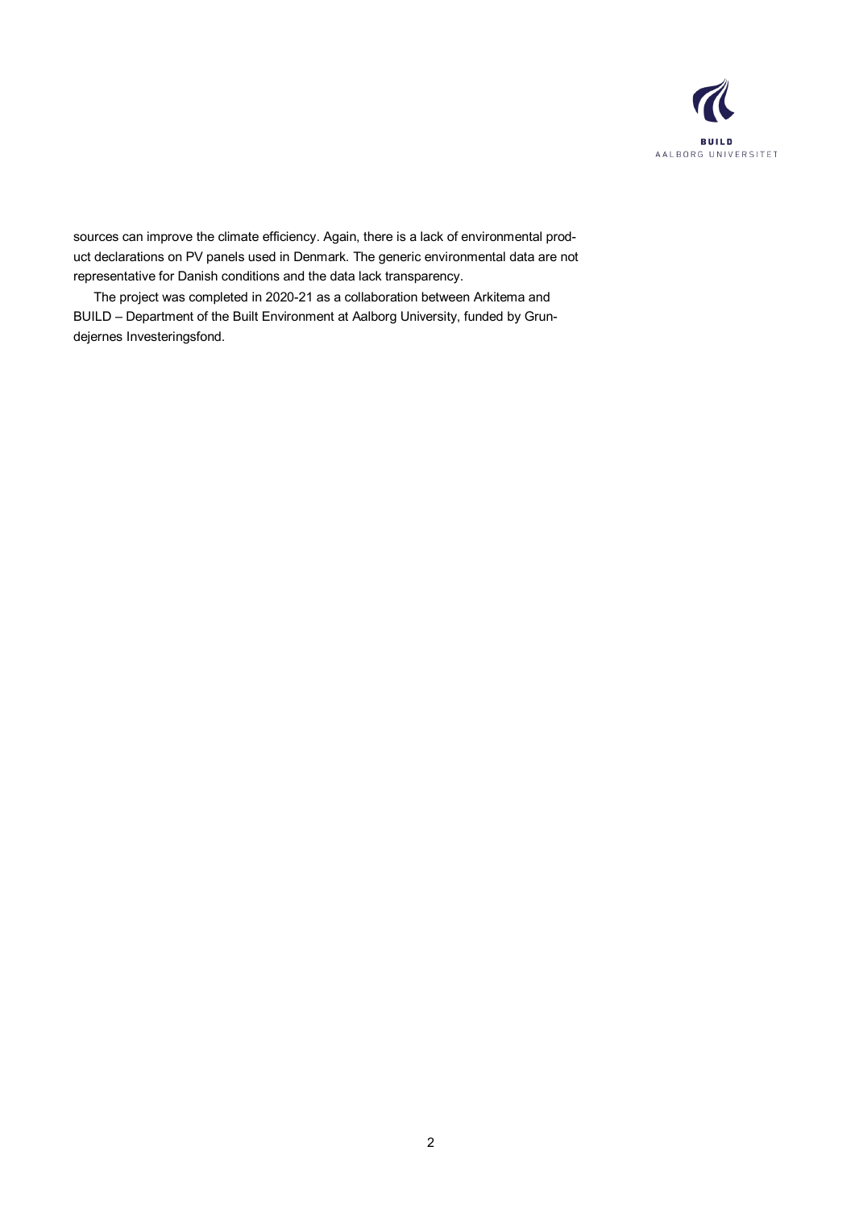sources can improve the climate efficiency. Again, there is a lack of environmental product declarations on PV panels used in Denmark. The generic environmental data are not representative for Danish conditions and the data lack transparency.

The project was completed in 2020-21 as a collaboration between Arkitema and BUILD – Department of the Built Environment at Aalborg University, funded by Grundejernes Investeringsfond.